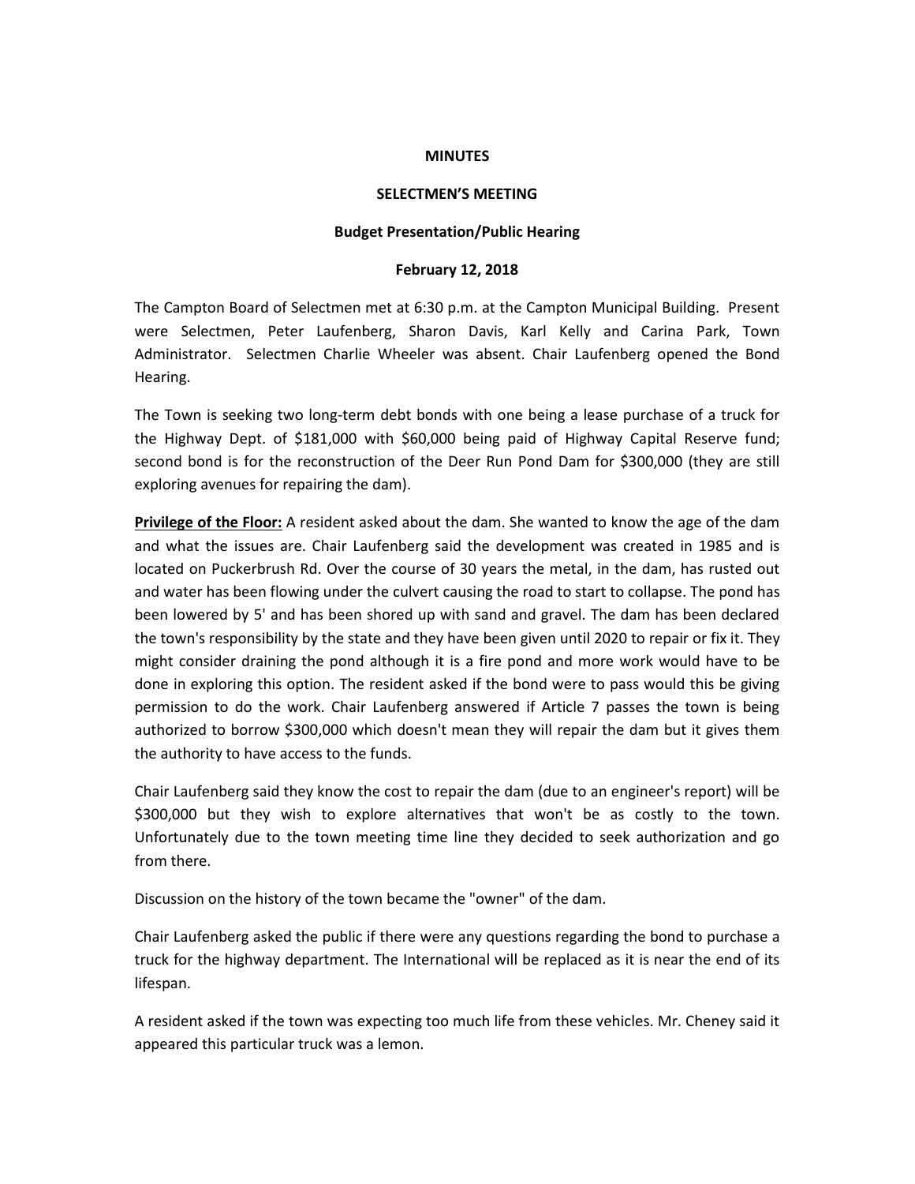**MINUTES**

**SELECTMEN'S MEETING**

**Budget Presentation/Public Hearing**

**February 12, 2018**

The Campton Board of Selectmen met at 6:30 p.m. at the Campton Municipal Building. Present were Selectmen, Peter Laufenberg, Sharon Davis, Karl Kelly and Carina Park, Town Administrator. Selectmen Charlie Wheeler was absent. Chair Laufenberg opened the Bond Hearing.

The Town is seeking two long-term debt bonds with one being a lease purchase of a truck for the Highway Dept. of $181,000 with $60,000 being paid of Highway Capital Reserve fund; second bond is for the reconstruction of the Deer Run Pond Dam for $300,000 (they are still exploring avenues for repairing the dam).

**Privilege of the Floor:** A resident asked about the dam. She wanted to know the age of the dam and what the issues are. Chair Laufenberg said the development was created in 1985 and is located on Puckerbrush Rd. Over the course of 30 years the metal, in the dam, has rusted out and water has been flowing under the culvert causing the road to start to collapse. The pond has been lowered by 5' and has been shored up with sand and gravel. The dam has been declared the town's responsibility by the state and they have been given until 2020 to repair or fix it. They might consider draining the pond although it is a fire pond and more work would have to be done in exploring this option. The resident asked if the bond were to pass would this be giving permission to do the work. Chair Laufenberg answered if Article 7 passes the town is being authorized to borrow $300,000 which doesn't mean they will repair the dam but it gives them the authority to have access to the funds.

Chair Laufenberg said they know the cost to repair the dam (due to an engineer's report) will be $300,000 but they wish to explore alternatives that won't be as costly to the town. Unfortunately due to the town meeting time line they decided to seek authorization and go from there.

Discussion on the history of the town became the "owner" of the dam.

Chair Laufenberg asked the public if there were any questions regarding the bond to purchase a truck for the highway department. The International will be replaced as it is near the end of its lifespan.

A resident asked if the town was expecting too much life from these vehicles. Mr. Cheney said it appeared this particular truck was a lemon.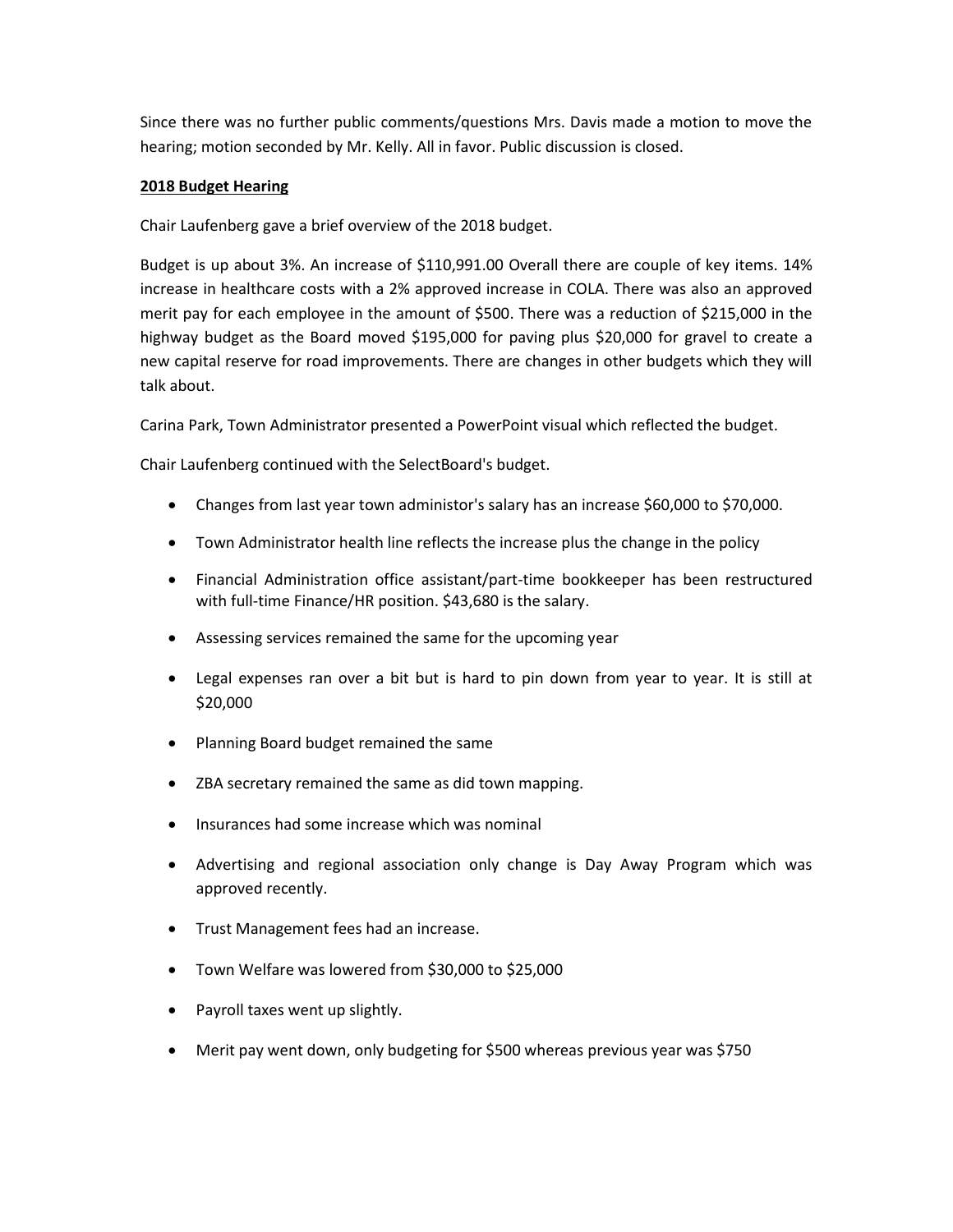Since there was no further public comments/questions Mrs. Davis made a motion to move the hearing; motion seconded by Mr. Kelly. All in favor. Public discussion is closed.

**2018 Budget Hearing**

Chair Laufenberg gave a brief overview of the 2018 budget.

Budget is up about 3%. An increase of $110,991.00 Overall there are couple of key items. 14% increase in healthcare costs with a 2% approved increase in COLA. There was also an approved merit pay for each employee in the amount of $500. There was a reduction of $215,000 in the highway budget as the Board moved $195,000 for paving plus $20,000 for gravel to create a new capital reserve for road improvements. There are changes in other budgets which they will talk about.

Carina Park, Town Administrator presented a PowerPoint visual which reflected the budget.

Chair Laufenberg continued with the SelectBoard's budget.

- Changes from last year town administor's salary has an increase $60,000 to $70,000.
- Town Administrator health line reflects the increase plus the change in the policy
- Financial Administration office assistant/part-time bookkeeper has been restructured with full-time Finance/HR position. $43,680 is the salary.
- Assessing services remained the same for the upcoming year
- Legal expenses ran over a bit but is hard to pin down from year to year. It is still at $20,000
- Planning Board budget remained the same
- ZBA secretary remained the same as did town mapping.
- Insurances had some increase which was nominal
- Advertising and regional association only change is Day Away Program which was approved recently.
- Trust Management fees had an increase.
- Town Welfare was lowered from $30,000 to $25,000
- Payroll taxes went up slightly.
- Merit pay went down, only budgeting for $500 whereas previous year was $750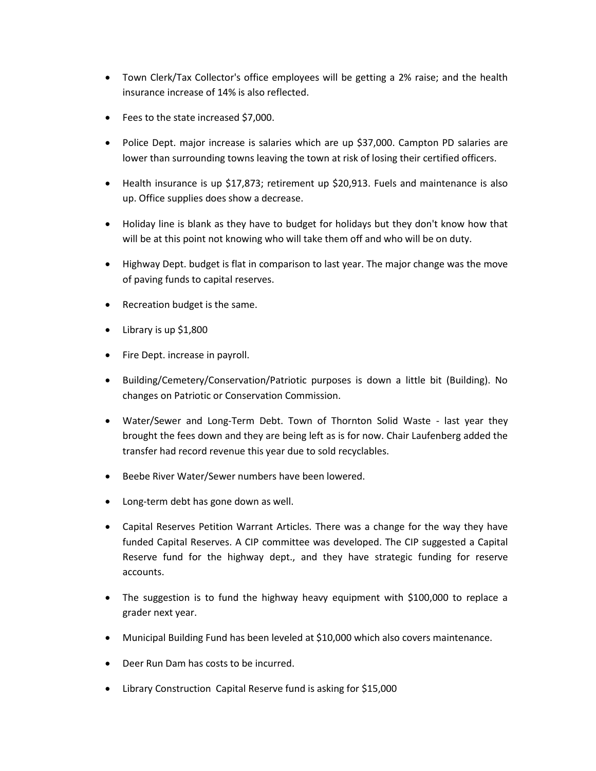- Town Clerk/Tax Collector's office employees will be getting a 2% raise; and the health insurance increase of 14% is also reflected.
- Fees to the state increased $7,000.
- Police Dept. major increase is salaries which are up $37,000. Campton PD salaries are lower than surrounding towns leaving the town at risk of losing their certified officers.
- Health insurance is up $17,873; retirement up $20,913. Fuels and maintenance is also up. Office supplies does show a decrease.
- Holiday line is blank as they have to budget for holidays but they don't know how that will be at this point not knowing who will take them off and who will be on duty.
- Highway Dept. budget is flat in comparison to last year. The major change was the move of paving funds to capital reserves.
- Recreation budget is the same.
- Library is up $1,800
- Fire Dept. increase in payroll.
- Building/Cemetery/Conservation/Patriotic purposes is down a little bit (Building). No changes on Patriotic or Conservation Commission.
- Water/Sewer and Long-Term Debt. Town of Thornton Solid Waste - last year they brought the fees down and they are being left as is for now. Chair Laufenberg added the transfer had record revenue this year due to sold recyclables.
- Beebe River Water/Sewer numbers have been lowered.
- Long-term debt has gone down as well.
- Capital Reserves Petition Warrant Articles. There was a change for the way they have funded Capital Reserves. A CIP committee was developed. The CIP suggested a Capital Reserve fund for the highway dept., and they have strategic funding for reserve accounts.
- The suggestion is to fund the highway heavy equipment with $100,000 to replace a grader next year.
- Municipal Building Fund has been leveled at $10,000 which also covers maintenance.
- Deer Run Dam has costs to be incurred.
- Library Construction Capital Reserve fund is asking for $15,000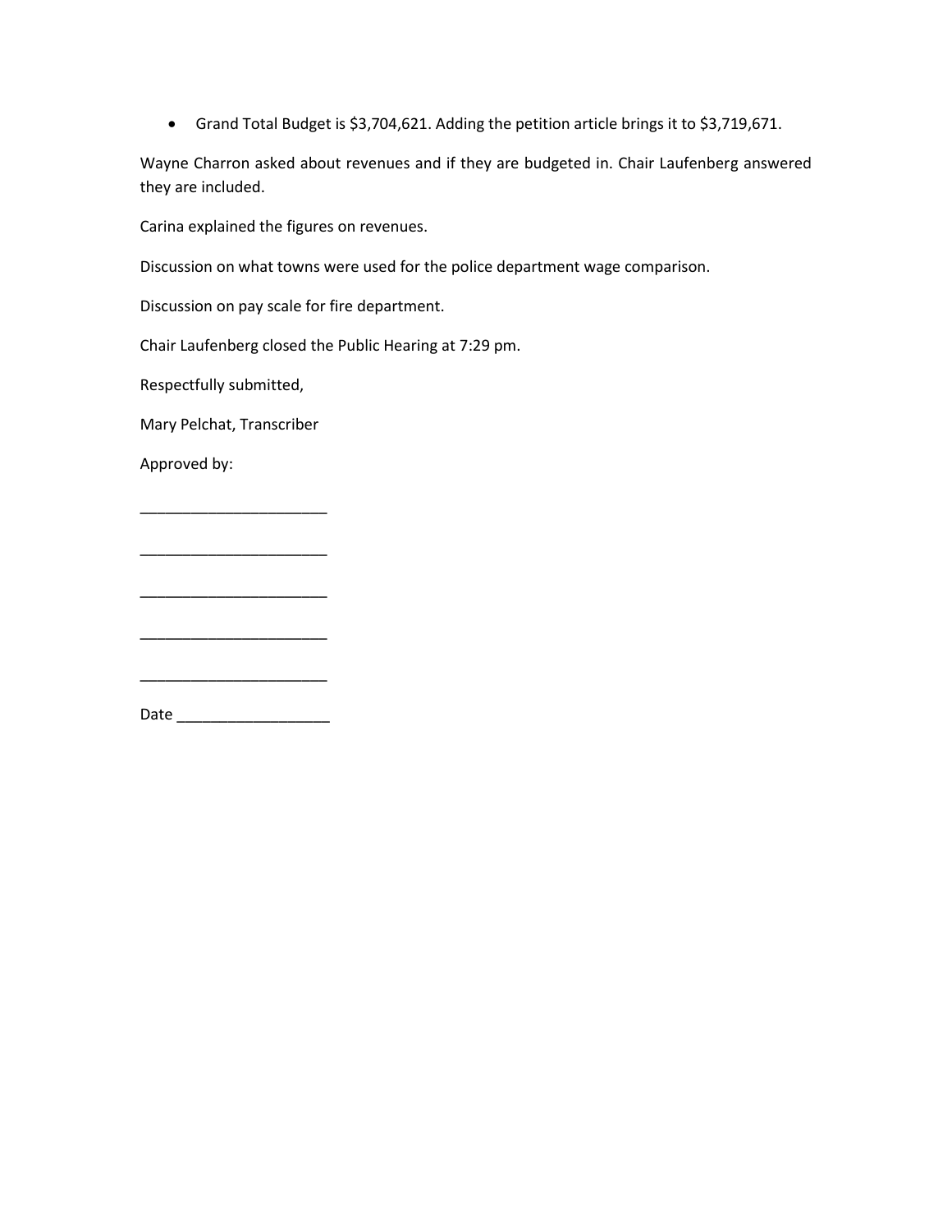- Grand Total Budget is $3,704,621. Adding the petition article brings it to $3,719,671.

Wayne Charron asked about revenues and if they are budgeted in. Chair Laufenberg answered they are included.

Carina explained the figures on revenues.

Discussion on what towns were used for the police department wage comparison.

Discussion on pay scale for fire department.

Chair Laufenberg closed the Public Hearing at 7:29 pm.

Respectfully submitted,

Mary Pelchat, Transcriber

Approved by:

______________________

______________________

______________________

______________________

______________________

Date __________________